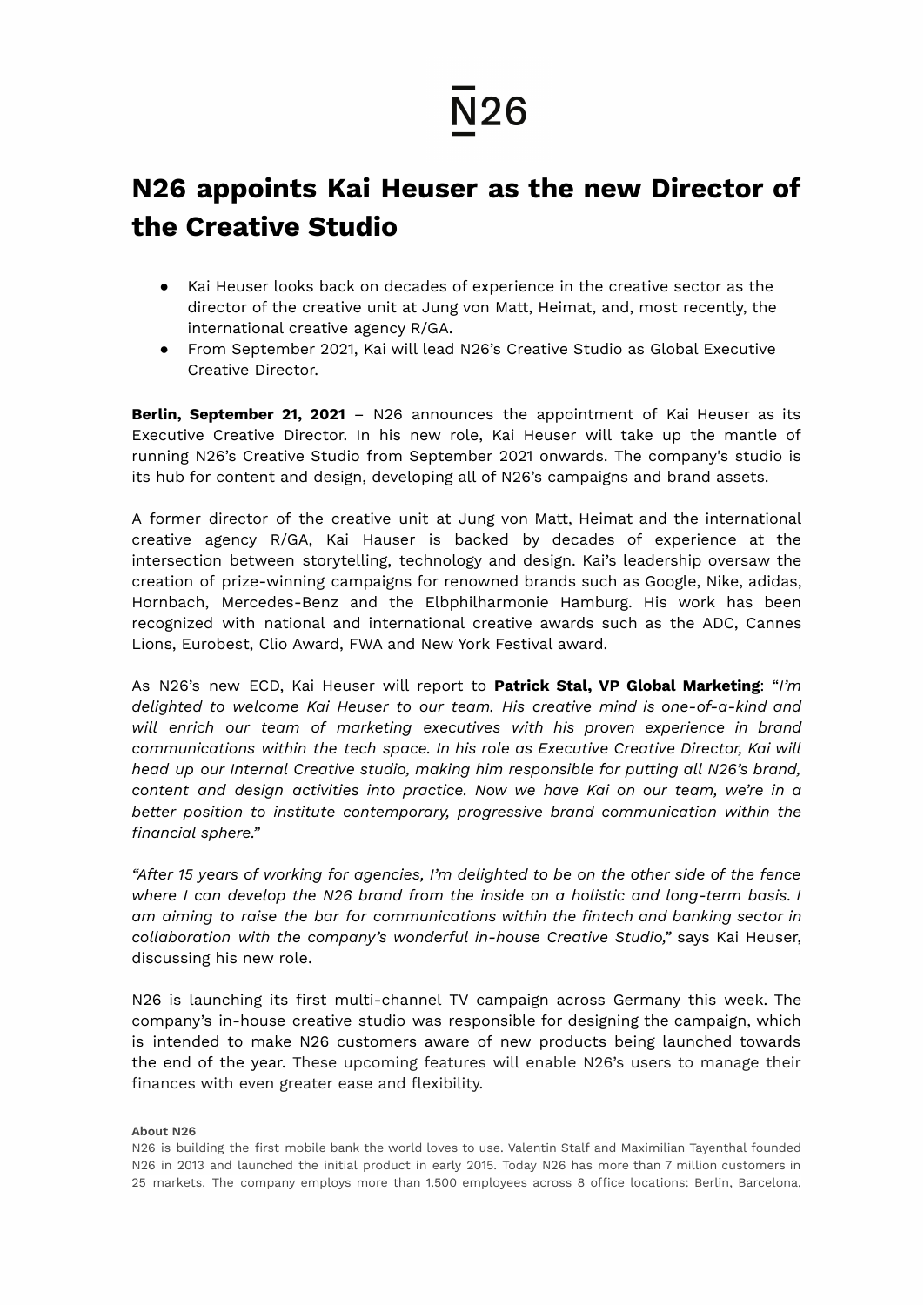# N26

# N26 appoints Kai Heuser as the new Director of the Creative Studio

- Kai Heuser looks back on decades of experience in the creative sector as the director of the creative unit at Jung von Matt, Heimat, and, most recently, the international creative agency R/GA.
- From September 2021, Kai will lead N26's Creative Studio as Global Executive Creative Director.

**Berlin, September 21, 2021** – N26 announces the appointment of Kai Heuser as its Executive Creative Director. In his new role, Kai Heuser will take up the mantle of running N26's Creative Studio from September 2021 onwards. The company's studio is its hub for content and design, developing all of N26's campaigns and brand assets.

A former director of the creative unit at Jung von Matt, Heimat and the international creative agency R/GA, Kai Hauser is backed by decades of experience at the intersection between storytelling, technology and design. Kai's leadership oversaw the creation of prize-winning campaigns for renowned brands such as Google, Nike, adidas, Hornbach, Mercedes-Benz and the Elbphilharmonie Hamburg. His work has been recognized with national and international creative awards such as the ADC, Cannes Lions, Eurobest, Clio Award, FWA and New York Festival award.

As N26's new ECD, Kai Heuser will report to **Patrick Stal, VP Global Marketing**: "*I'm delighted to welcome Kai Heuser to our team. His creative mind is one-of-a-kind and will enrich our team of marketing executives with his proven experience in brand communications within the tech space. In his role as Executive Creative Director, Kai will head up our Internal Creative studio, making him responsible for putting all N26's brand, content and design activities into practice. Now we have Kai on our team, we're in a better position to institute contemporary, progressive brand communication within the financial sphere.*"

*"After 15 years of working for agencies, I'm delighted to be on the other side of the fence where I can develop the N26 brand from the inside on a holistic and long-term basis. I am aiming to raise the bar for communications within the fintech and banking sector in collaboration with the company's wonderful in-house Creative Studio,"* says Kai Heuser, discussing his new role.

N26 is launching its first multi-channel TV campaign across Germany this week. The company's in-house creative studio was responsible for designing the campaign, which is intended to make N26 customers aware of new products being launched towards the end of the year. These upcoming features will enable N26's users to manage their finances with even greater ease and flexibility.

**About N26**

N26 is building the first mobile bank the world loves to use. Valentin Stalf and Maximilian Tayenthal founded N26 in 2013 and launched the initial product in early 2015. Today N26 has more than 7 million customers in 25 markets. The company employs more than 1.500 employees across 8 office locations: Berlin, Barcelona,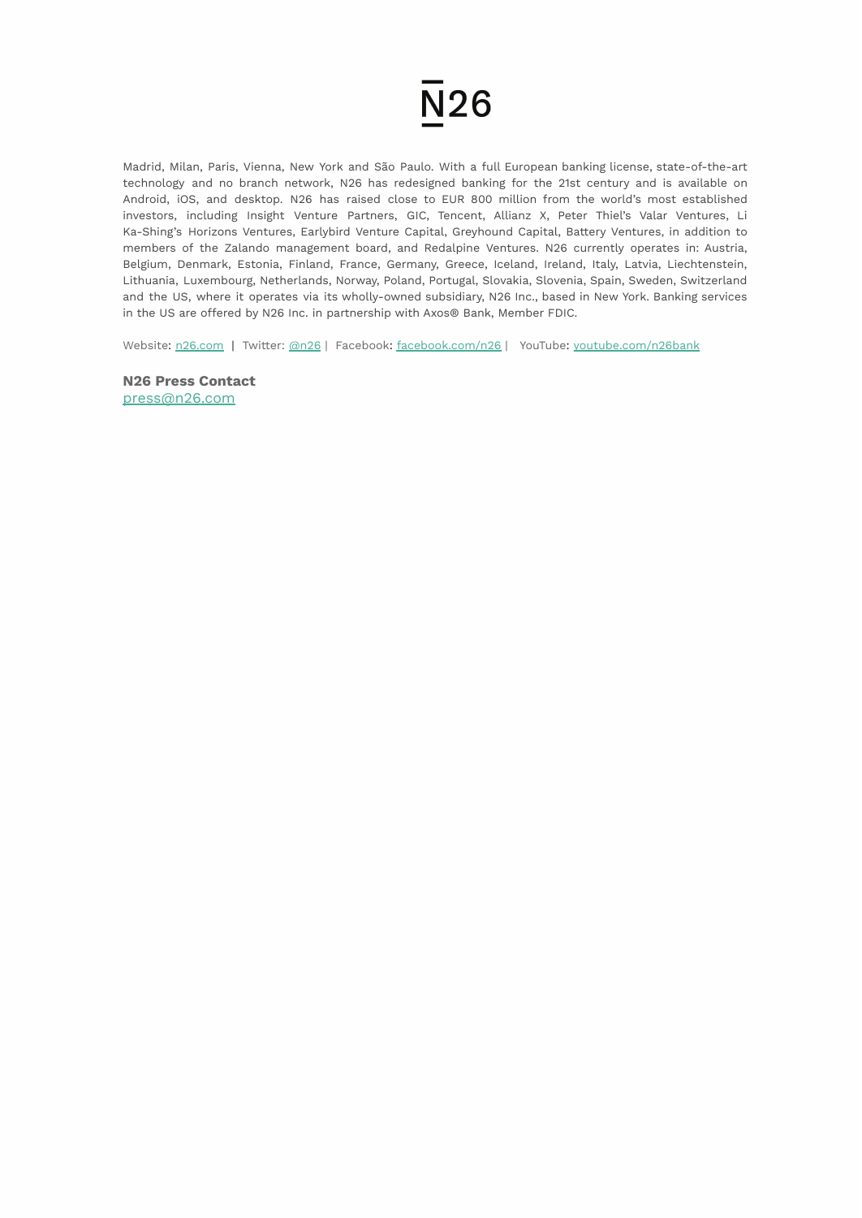Madrid, Milan, Paris, Vienna, New York and São Paulo. With a full European banking license, state-of-the-art technology and no branch network, N26 has redesigned banking for the 21st century and is available on Android, iOS, and desktop. N26 has raised close to EUR 800 million from the world's most established investors, including Insight Venture Partners, GIC, Tencent, Allianz X, Peter Thiel's Valar Ventures, Li Ka-Shing's Horizons Ventures, Earlybird Venture Capital, Greyhound Capital, Battery Ventures, in addition to members of the Zalando management board, and Redalpine Ventures. N26 currently operates in: Austria, Belgium, Denmark, Estonia, Finland, France, Germany, Greece, Iceland, Ireland, Italy, Latvia, Liechtenstein, Lithuania, Luxembourg, Netherlands, Norway, Poland, Portugal, Slovakia, Slovenia, Spain, Sweden, Switzerland and the US, where it operates via its wholly-owned subsidiary, N26 Inc., based in New York. Banking services in the US are offered by N26 Inc. in partnership with Axos® Bank, Member FDIC.

Website: n26.com | Twitter: @n26 | Facebook: facebook.com/n26 | YouTube: youtube.com/n26bank

**N26 Press Contact**
press@n26.com